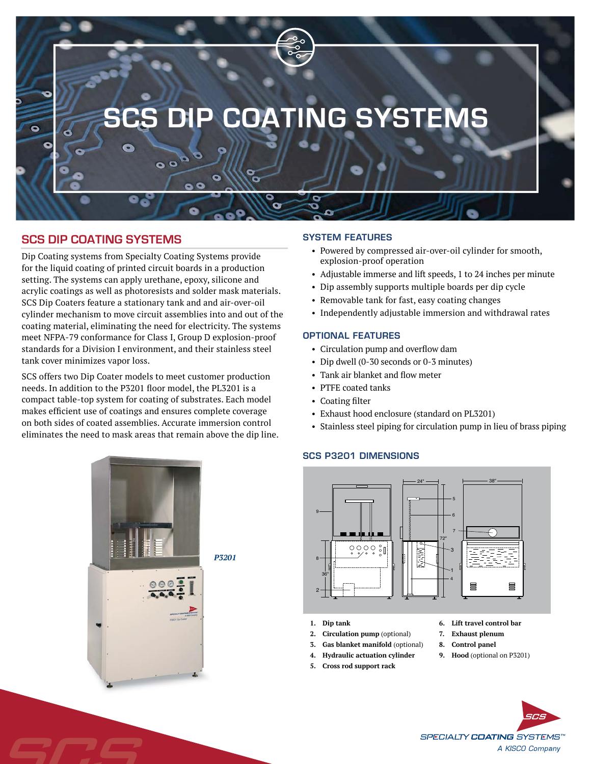# SCS DIP COATING SYSTEMS

## SCS DIP COATING SYSTEMS

Dip Coating systems from Specialty Coating Systems provide for the liquid coating of printed circuit boards in a production setting. The systems can apply urethane, epoxy, silicone and acrylic coatings as well as photoresists and solder mask materials. SCS Dip Coaters feature a stationary tank and and air-over-oil cylinder mechanism to move circuit assemblies into and out of the coating material, eliminating the need for electricity. The systems meet NFPA-79 conformance for Class I, Group D explosion-proof standards for a Division I environment, and their stainless steel tank cover minimizes vapor loss.

SCS offers two Dip Coater models to meet customer production needs. In addition to the P3201 floor model, the PL3201 is a compact table-top system for coating of substrates. Each model makes efficient use of coatings and ensures complete coverage on both sides of coated assemblies. Accurate immersion control eliminates the need to mask areas that remain above the dip line.

*P3201*

### SYSTEM FEATURES

- Powered by compressed air-over-oil cylinder for smooth, explosion-proof operation
- Adjustable immerse and lift speeds, 1 to 24 inches per minute
- Dip assembly supports multiple boards per dip cycle
- Removable tank for fast, easy coating changes
- Independently adjustable immersion and withdrawal rates

### OPTIONAL FEATURES

- Circulation pump and overflow dam
- Dip dwell (0-30 seconds or 0-3 minutes)
- Tank air blanket and flow meter
- PTFE coated tanks
- Coating filter
- Exhaust hood enclosure (standard on PL3201)
- Stainless steel piping for circulation pump in lieu of brass piping

### SCS P3201 DIMENSIONS

24" 38" 72" 36"

1. **Dip tank**
2. **Circulation pump** (optional)
3. **Gas blanket manifold** (optional)
4. **Hydraulic actuation cylinder**
5. **Cross rod support rack**
6. **Lift travel control bar**
7. **Exhaust plenum**
8. **Control panel**
9. **Hood** (optional on P3201)

SPECIALTY COATING SYSTEMS™
A KISCO Company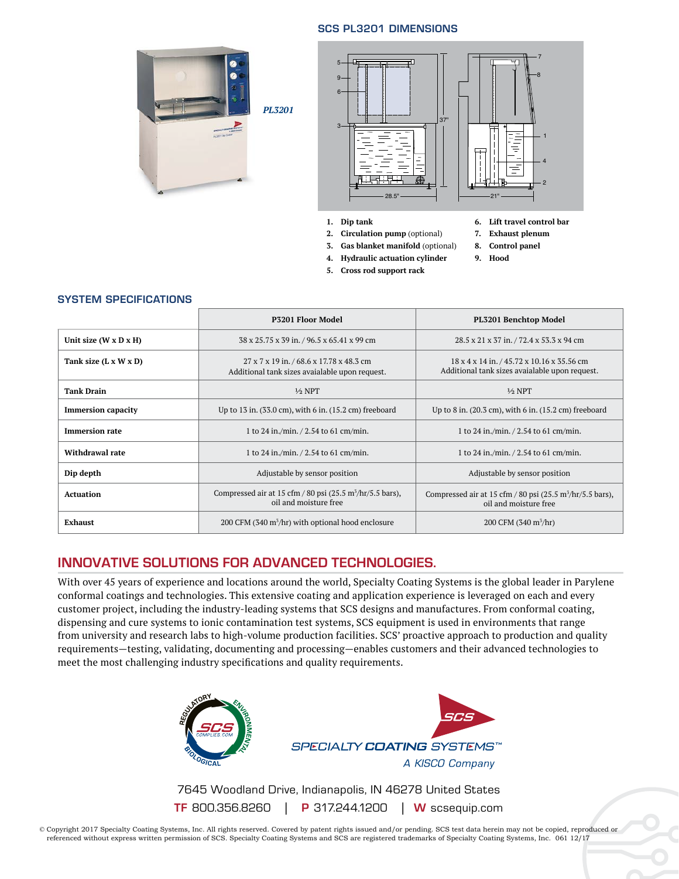*PL3201*

## SCS PL3201 DIMENSIONS

37"
28.5"
21"

1. **Dip tank**
2. **Circulation pump** (optional)
3. **Gas blanket manifold** (optional)
4. **Hydraulic actuation cylinder**
5. **Cross rod support rack**
6. **Lift travel control bar**
7. **Exhaust plenum**
8. **Control panel**
9. **Hood**

## SYSTEM SPECIFICATIONS

| | P3201 Floor Model | PL3201 Benchtop Model |
|---|---|---|
| **Unit size (W x D x H)** | 38 x 25.75 x 39 in. / 96.5 x 65.41 x 99 cm | 28.5 x 21 x 37 in. / 72.4 x 53.3 x 94 cm |
| **Tank size (L x W x D)** | 27 x 7 x 19 in. / 68.6 x 17.78 x 48.3 cm<br>Additional tank sizes avaialable upon request. | 18 x 4 x 14 in. / 45.72 x 10.16 x 35.56 cm<br>Additional tank sizes avaialable upon request. |
| **Tank Drain** | ½ NPT | ½ NPT |
| **Immersion capacity** | Up to 13 in. (33.0 cm), with 6 in. (15.2 cm) freeboard | Up to 8 in. (20.3 cm), with 6 in. (15.2 cm) freeboard |
| **Immersion rate** | 1 to 24 in./min. / 2.54 to 61 cm/min. | 1 to 24 in./min. / 2.54 to 61 cm/min. |
| **Withdrawal rate** | 1 to 24 in./min. / 2.54 to 61 cm/min. | 1 to 24 in./min. / 2.54 to 61 cm/min. |
| **Dip depth** | Adjustable by sensor position | Adjustable by sensor position |
| **Actuation** | Compressed air at 15 cfm / 80 psi (25.5 $m^3$/hr/5.5 bars), oil and moisture free | Compressed air at 15 cfm / 80 psi (25.5 $m^3$/hr/5.5 bars), oil and moisture free |
| **Exhaust** | 200 CFM (340 $m^3$/hr) with optional hood enclosure | 200 CFM (340 $m^3$/hr) |

## INNOVATIVE SOLUTIONS FOR ADVANCED TECHNOLOGIES.

With over 45 years of experience and locations around the world, Specialty Coating Systems is the global leader in Parylene conformal coatings and technologies. This extensive coating and application experience is leveraged on each and every customer project, including the industry-leading systems that SCS designs and manufactures. From conformal coating, dispensing and cure systems to ionic contamination test systems, SCS equipment is used in environments that range from university and research labs to high-volume production facilities. SCS' proactive approach to production and quality requirements—testing, validating, documenting and processing—enables customers and their advanced technologies to meet the most challenging industry specifications and quality requirements.

REGULATORY ENVIRONMENTAL BIOLOGICAL SCS COMPLIES.COM

SCS SPECIALTY COATING SYSTEMS™
A KISCO Company

7645 Woodland Drive, Indianapolis, IN 46278 United States

**TF** 800.356.8260 | **P** 317.244.1200 | **W** scsequip.com

© Copyright 2017 Specialty Coating Systems, Inc. All rights reserved. Covered by patent rights issued and/or pending. SCS test data herein may not be copied, reproduced or referenced without express written permission of SCS. Specialty Coating Systems and SCS are registered trademarks of Specialty Coating Systems, Inc. 061 12/17